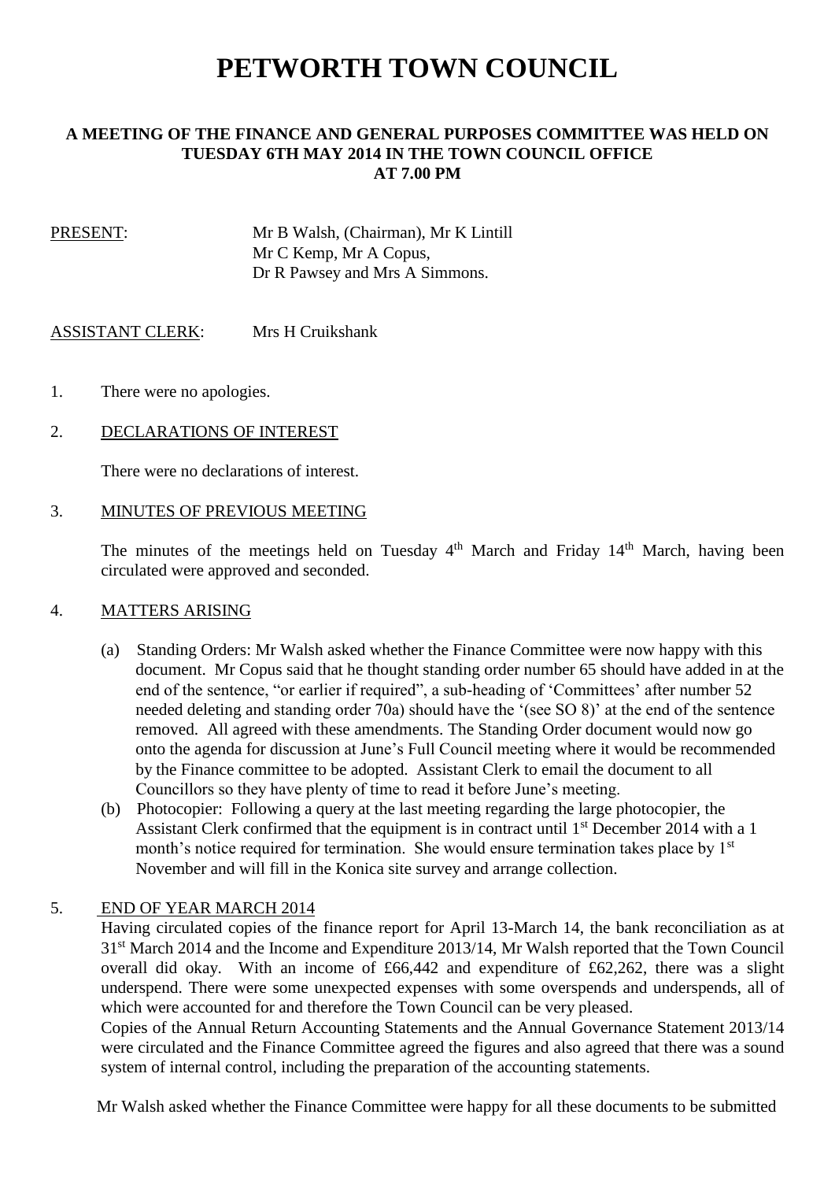# PETWORTH TOWN COUNCIL

**A MEETING OF THE FINANCE AND GENERAL PURPOSES COMMITTEE WAS HELD ON TUESDAY 6TH MAY 2014 IN THE TOWN COUNCIL OFFICE AT 7.00 PM**

PRESENT: Mr B Walsh, (Chairman), Mr K Lintill
Mr C Kemp, Mr A Copus,
Dr R Pawsey and Mrs A Simmons.

ASSISTANT CLERK: Mrs H Cruikshank

1. There were no apologies.

2. DECLARATIONS OF INTEREST

   There were no declarations of interest.

3. MINUTES OF PREVIOUS MEETING

   The minutes of the meetings held on Tuesday 4th March and Friday 14th March, having been circulated were approved and seconded.

4. MATTERS ARISING

   (a) Standing Orders: Mr Walsh asked whether the Finance Committee were now happy with this document. Mr Copus said that he thought standing order number 65 should have added in at the end of the sentence, "or earlier if required", a sub-heading of 'Committees' after number 52 needed deleting and standing order 70a) should have the '(see SO 8)' at the end of the sentence removed. All agreed with these amendments. The Standing Order document would now go onto the agenda for discussion at June's Full Council meeting where it would be recommended by the Finance committee to be adopted. Assistant Clerk to email the document to all Councillors so they have plenty of time to read it before June's meeting.

   (b) Photocopier: Following a query at the last meeting regarding the large photocopier, the Assistant Clerk confirmed that the equipment is in contract until 1st December 2014 with a 1 month's notice required for termination. She would ensure termination takes place by 1st November and will fill in the Konica site survey and arrange collection.

5. END OF YEAR MARCH 2014

   Having circulated copies of the finance report for April 13-March 14, the bank reconciliation as at 31st March 2014 and the Income and Expenditure 2013/14, Mr Walsh reported that the Town Council overall did okay. With an income of £66,442 and expenditure of £62,262, there was a slight underspend. There were some unexpected expenses with some overspends and underspends, all of which were accounted for and therefore the Town Council can be very pleased.

   Copies of the Annual Return Accounting Statements and the Annual Governance Statement 2013/14 were circulated and the Finance Committee agreed the figures and also agreed that there was a sound system of internal control, including the preparation of the accounting statements.

   Mr Walsh asked whether the Finance Committee were happy for all these documents to be submitted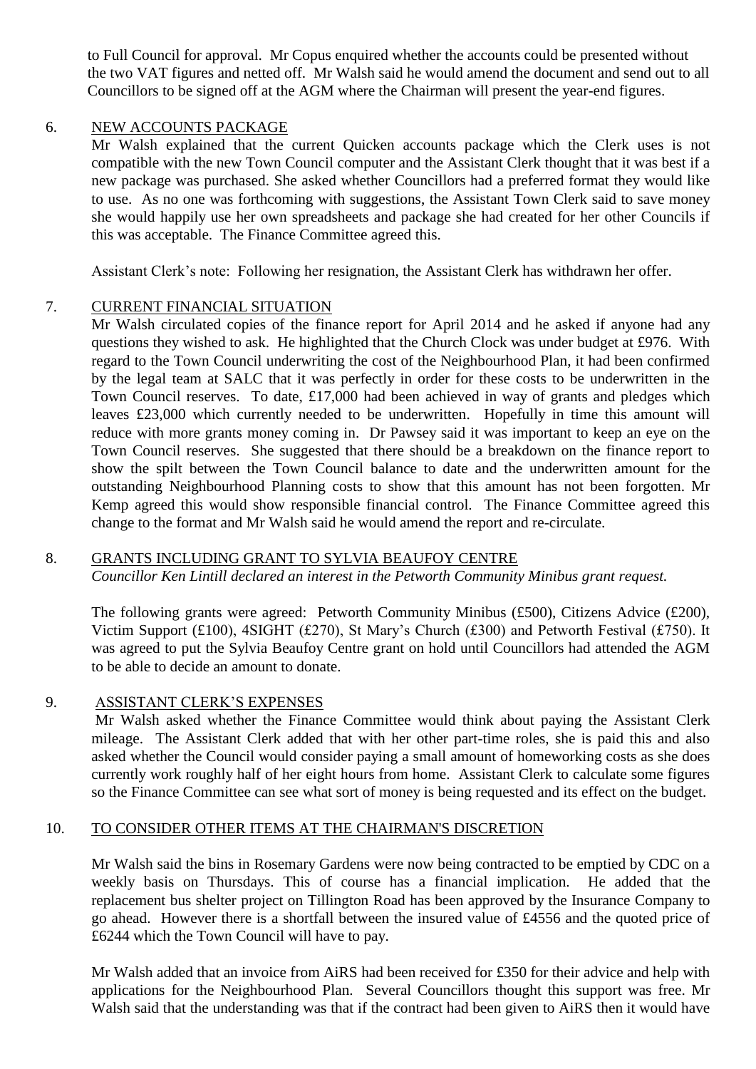to Full Council for approval. Mr Copus enquired whether the accounts could be presented without the two VAT figures and netted off. Mr Walsh said he would amend the document and send out to all Councillors to be signed off at the AGM where the Chairman will present the year-end figures.

6. NEW ACCOUNTS PACKAGE

Mr Walsh explained that the current Quicken accounts package which the Clerk uses is not compatible with the new Town Council computer and the Assistant Clerk thought that it was best if a new package was purchased. She asked whether Councillors had a preferred format they would like to use. As no one was forthcoming with suggestions, the Assistant Town Clerk said to save money she would happily use her own spreadsheets and package she had created for her other Councils if this was acceptable. The Finance Committee agreed this.

Assistant Clerk's note: Following her resignation, the Assistant Clerk has withdrawn her offer.

7. CURRENT FINANCIAL SITUATION

Mr Walsh circulated copies of the finance report for April 2014 and he asked if anyone had any questions they wished to ask. He highlighted that the Church Clock was under budget at £976. With regard to the Town Council underwriting the cost of the Neighbourhood Plan, it had been confirmed by the legal team at SALC that it was perfectly in order for these costs to be underwritten in the Town Council reserves. To date, £17,000 had been achieved in way of grants and pledges which leaves £23,000 which currently needed to be underwritten. Hopefully in time this amount will reduce with more grants money coming in. Dr Pawsey said it was important to keep an eye on the Town Council reserves. She suggested that there should be a breakdown on the finance report to show the spilt between the Town Council balance to date and the underwritten amount for the outstanding Neighbourhood Planning costs to show that this amount has not been forgotten. Mr Kemp agreed this would show responsible financial control. The Finance Committee agreed this change to the format and Mr Walsh said he would amend the report and re-circulate.

8. GRANTS INCLUDING GRANT TO SYLVIA BEAUFOY CENTRE

*Councillor Ken Lintill declared an interest in the Petworth Community Minibus grant request.*

The following grants were agreed: Petworth Community Minibus (£500), Citizens Advice (£200), Victim Support (£100), 4SIGHT (£270), St Mary's Church (£300) and Petworth Festival (£750). It was agreed to put the Sylvia Beaufoy Centre grant on hold until Councillors had attended the AGM to be able to decide an amount to donate.

9. ASSISTANT CLERK'S EXPENSES

Mr Walsh asked whether the Finance Committee would think about paying the Assistant Clerk mileage. The Assistant Clerk added that with her other part-time roles, she is paid this and also asked whether the Council would consider paying a small amount of homeworking costs as she does currently work roughly half of her eight hours from home. Assistant Clerk to calculate some figures so the Finance Committee can see what sort of money is being requested and its effect on the budget.

10. TO CONSIDER OTHER ITEMS AT THE CHAIRMAN'S DISCRETION

Mr Walsh said the bins in Rosemary Gardens were now being contracted to be emptied by CDC on a weekly basis on Thursdays. This of course has a financial implication. He added that the replacement bus shelter project on Tillington Road has been approved by the Insurance Company to go ahead. However there is a shortfall between the insured value of £4556 and the quoted price of £6244 which the Town Council will have to pay.

Mr Walsh added that an invoice from AiRS had been received for £350 for their advice and help with applications for the Neighbourhood Plan. Several Councillors thought this support was free. Mr Walsh said that the understanding was that if the contract had been given to AiRS then it would have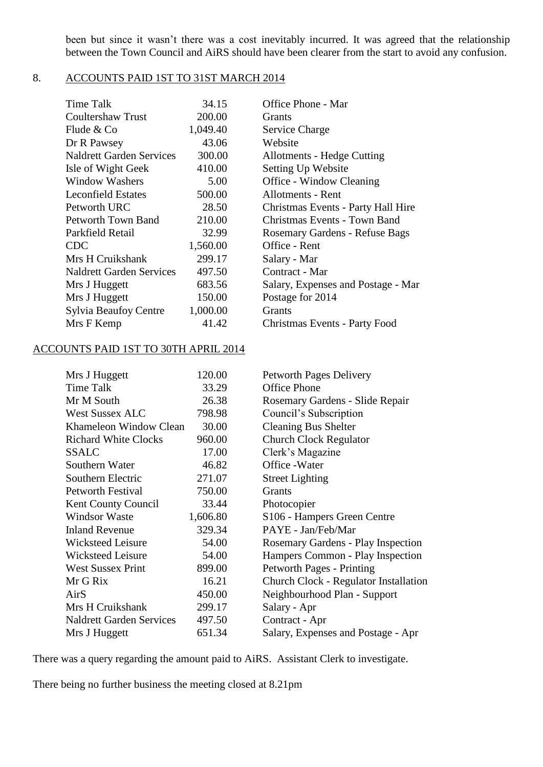been but since it wasn't there was a cost inevitably incurred. It was agreed that the relationship between the Town Council and AiRS should have been clearer from the start to avoid any confusion.

8. <u>ACCOUNTS PAID 1ST TO 31ST MARCH 2014</u>

| | | |
|---|---|---|
| Time Talk | 34.15 | Office Phone - Mar |
| Coultershaw Trust | 200.00 | Grants |
| Flude & Co | 1,049.40 | Service Charge |
| Dr R Pawsey | 43.06 | Website |
| Naldrett Garden Services | 300.00 | Allotments - Hedge Cutting |
| Isle of Wight Geek | 410.00 | Setting Up Website |
| Window Washers | 5.00 | Office - Window Cleaning |
| Leconfield Estates | 500.00 | Allotments - Rent |
| Petworth URC | 28.50 | Christmas Events - Party Hall Hire |
| Petworth Town Band | 210.00 | Christmas Events - Town Band |
| Parkfield Retail | 32.99 | Rosemary Gardens - Refuse Bags |
| CDC | 1,560.00 | Office - Rent |
| Mrs H Cruikshank | 299.17 | Salary - Mar |
| Naldrett Garden Services | 497.50 | Contract - Mar |
| Mrs J Huggett | 683.56 | Salary, Expenses and Postage - Mar |
| Mrs J Huggett | 150.00 | Postage for 2014 |
| Sylvia Beaufoy Centre | 1,000.00 | Grants |
| Mrs F Kemp | 41.42 | Christmas Events - Party Food |

<u>ACCOUNTS PAID 1ST TO 30TH APRIL 2014</u>

| | | |
|---|---|---|
| Mrs J Huggett | 120.00 | Petworth Pages Delivery |
| Time Talk | 33.29 | Office Phone |
| Mr M South | 26.38 | Rosemary Gardens - Slide Repair |
| West Sussex ALC | 798.98 | Council's Subscription |
| Khameleon Window Clean | 30.00 | Cleaning Bus Shelter |
| Richard White Clocks | 960.00 | Church Clock Regulator |
| SSALC | 17.00 | Clerk's Magazine |
| Southern Water | 46.82 | Office -Water |
| Southern Electric | 271.07 | Street Lighting |
| Petworth Festival | 750.00 | Grants |
| Kent County Council | 33.44 | Photocopier |
| Windsor Waste | 1,606.80 | S106 - Hampers Green Centre |
| Inland Revenue | 329.34 | PAYE - Jan/Feb/Mar |
| Wicksteed Leisure | 54.00 | Rosemary Gardens - Play Inspection |
| Wicksteed Leisure | 54.00 | Hampers Common - Play Inspection |
| West Sussex Print | 899.00 | Petworth Pages - Printing |
| Mr G Rix | 16.21 | Church Clock - Regulator Installation |
| AirS | 450.00 | Neighbourhood Plan - Support |
| Mrs H Cruikshank | 299.17 | Salary - Apr |
| Naldrett Garden Services | 497.50 | Contract - Apr |
| Mrs J Huggett | 651.34 | Salary, Expenses and Postage - Apr |

There was a query regarding the amount paid to AiRS. Assistant Clerk to investigate.

There being no further business the meeting closed at 8.21pm